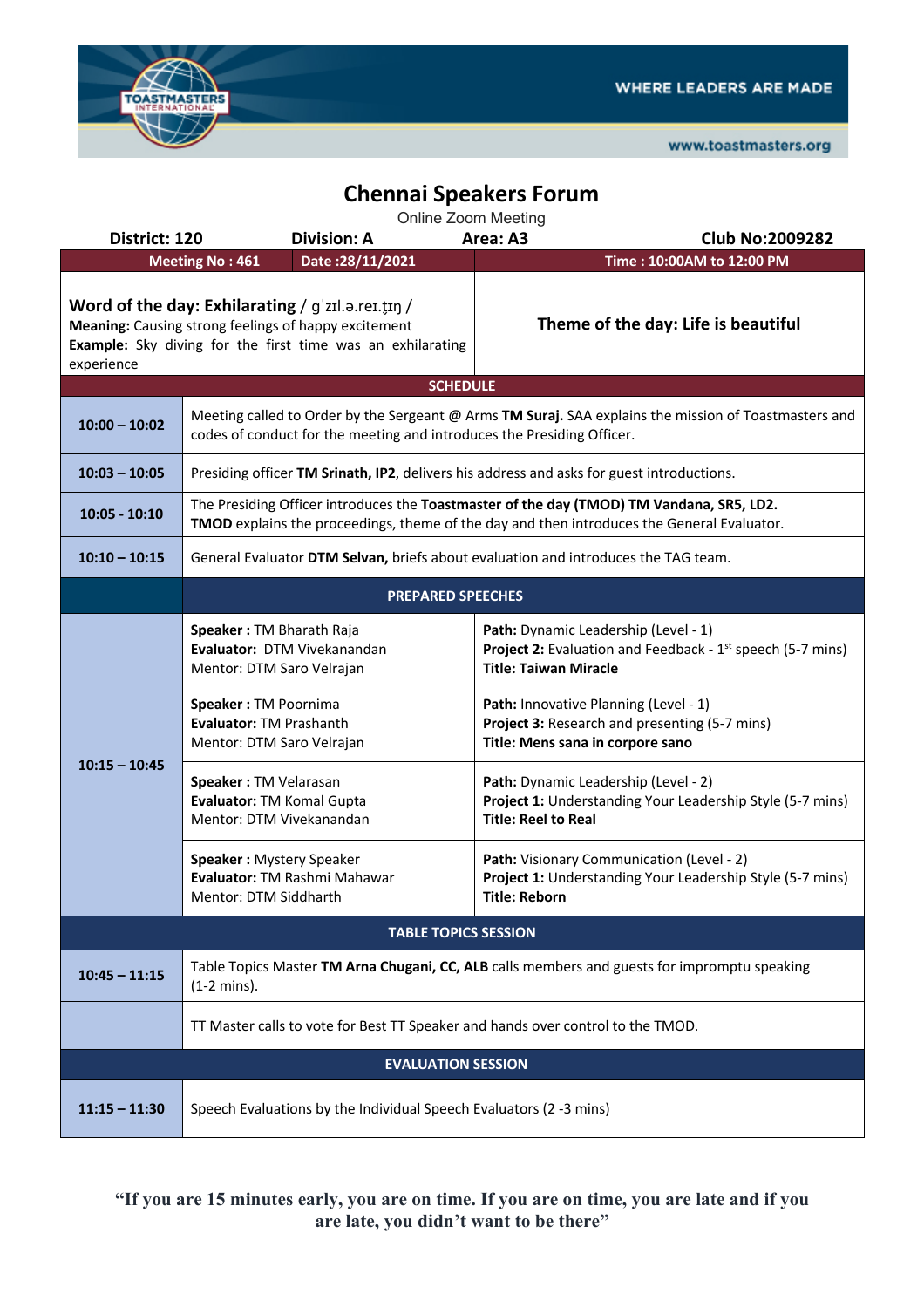WHERE LEADERS ARE MADE

www.toastmasters.org

# Chennai Speakers Forum

Online Zoom Meeting

| District: 120 | Division: A | Area: A3 | Club No:2009282 |
|---|---|---|---|
| Meeting No : 461 | Date :28/11/2021 | Time : 10:00AM to 12:00 PM | |

**Word of the day: Exhilarating** / ɡˈzɪl.ə.reɪ.t̬ɪŋ /
**Meaning:** Causing strong feelings of happy excitement
**Example:** Sky diving for the first time was an exhilarating experience

**Theme of the day: Life is beautiful**

## SCHEDULE

| Time | Activity | |
|---|---|---|
| **10:00 – 10:02** | Meeting called to Order by the Sergeant @ Arms **TM Suraj.** SAA explains the mission of Toastmasters and codes of conduct for the meeting and introduces the Presiding Officer. | |
| **10:03 – 10:05** | Presiding officer **TM Srinath, IP2**, delivers his address and asks for guest introductions. | |
| **10:05 - 10:10** | The Presiding Officer introduces the **Toastmaster of the day (TMOD) TM Vandana, SR5, LD2.** **TMOD** explains the proceedings, theme of the day and then introduces the General Evaluator. | |
| **10:10 – 10:15** | General Evaluator **DTM Selvan,** briefs about evaluation and introduces the TAG team. | |
| | **PREPARED SPEECHES** | |
| **10:15 – 10:45** | **Speaker :** TM Bharath Raja<br>**Evaluator:** DTM Vivekanandan<br>Mentor: DTM Saro Velrajan | **Path:** Dynamic Leadership (Level - 1)<br>**Project 2:** Evaluation and Feedback - 1st speech (5-7 mins)<br>**Title: Taiwan Miracle** |
| | **Speaker :** TM Poornima<br>**Evaluator:** TM Prashanth<br>Mentor: DTM Saro Velrajan | **Path:** Innovative Planning (Level - 1)<br>**Project 3:** Research and presenting (5-7 mins)<br>**Title: Mens sana in corpore sano** |
| | **Speaker :** TM Velarasan<br>**Evaluator:** TM Komal Gupta<br>Mentor: DTM Vivekanandan | **Path:** Dynamic Leadership (Level - 2)<br>**Project 1:** Understanding Your Leadership Style (5-7 mins)<br>**Title: Reel to Real** |
| | **Speaker :** Mystery Speaker<br>**Evaluator:** TM Rashmi Mahawar<br>Mentor: DTM Siddharth | **Path:** Visionary Communication (Level - 2)<br>**Project 1:** Understanding Your Leadership Style (5-7 mins)<br>**Title: Reborn** |
| | **TABLE TOPICS SESSION** | |
| **10:45 – 11:15** | Table Topics Master **TM Arna Chugani, CC, ALB** calls members and guests for impromptu speaking (1-2 mins). | |
| | TT Master calls to vote for Best TT Speaker and hands over control to the TMOD. | |
| | **EVALUATION SESSION** | |
| **11:15 – 11:30** | Speech Evaluations by the Individual Speech Evaluators (2 -3 mins) | |

**"If you are 15 minutes early, you are on time. If you are on time, you are late and if you are late, you didn't want to be there"**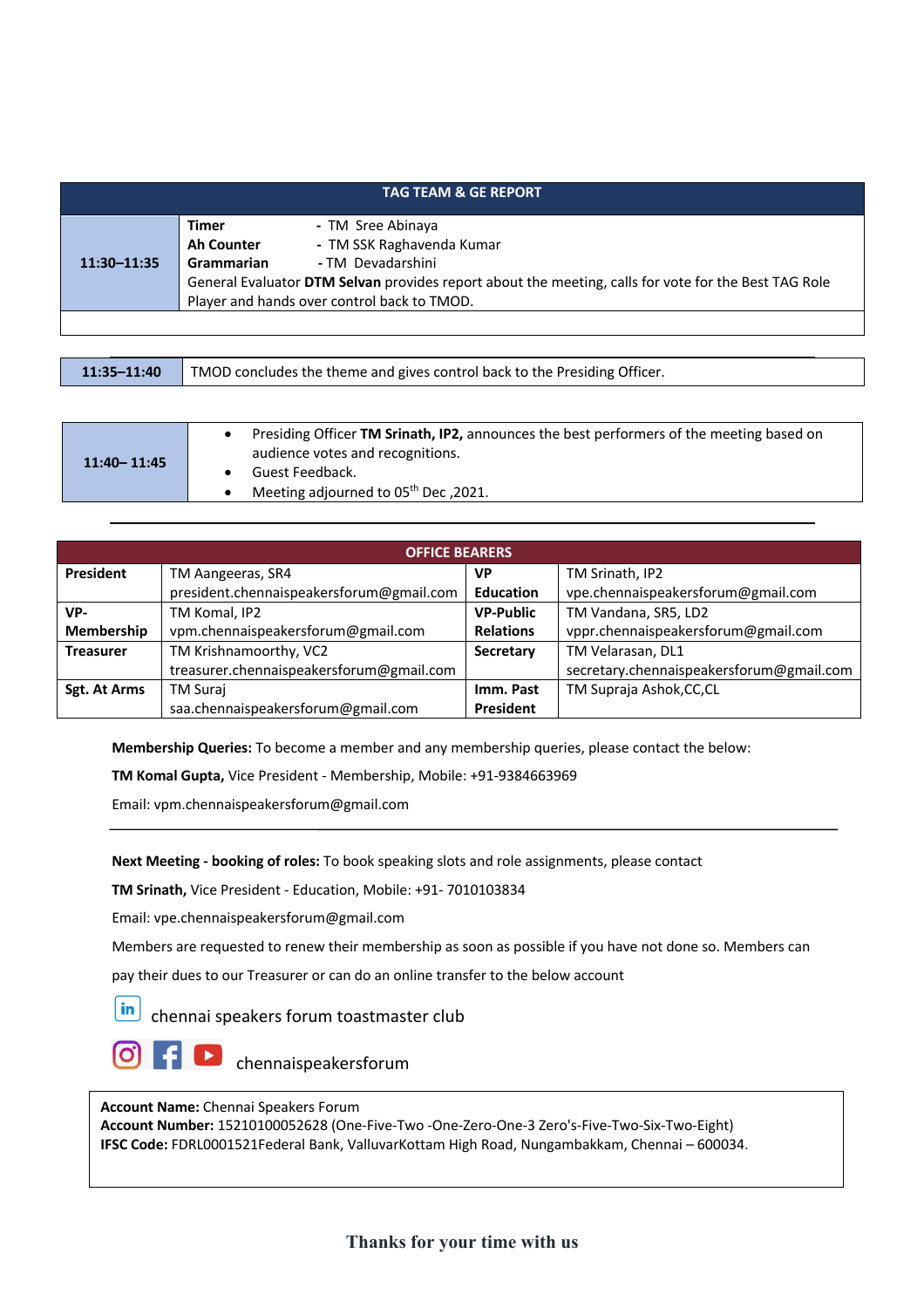| TAG TEAM & GE REPORT | |
|---|---|
| 11:30–11:35 | **Timer** - TM Sree Abinaya<br>**Ah Counter** - TM SSK Raghavendra Kumar<br>**Grammarian** - TM Devadarshini<br>General Evaluator **DTM Selvan** provides report about the meeting, calls for vote for the Best TAG Role Player and hands over control back to TMOD. |

| | |
|---|---|
| 11:35–11:40 | TMOD concludes the theme and gives control back to the Presiding Officer. |

| | |
|---|---|
| 11:40– 11:45 | • Presiding Officer **TM Srinath, IP2,** announces the best performers of the meeting based on audience votes and recognitions.<br>• Guest Feedback.<br>• Meeting adjourned to 05th Dec ,2021. |

| OFFICE BEARERS | | | |
|---|---|---|---|
| **President** | TM Aangeeras, SR4<br>president.chennaispeakersforum@gmail.com | **VP Education** | TM Srinath, IP2<br>vpe.chennaispeakersforum@gmail.com |
| **VP-Membership** | TM Komal, IP2<br>vpm.chennaispeakersforum@gmail.com | **VP-Public Relations** | TM Vandana, SR5, LD2<br>vppr.chennaispeakersforum@gmail.com |
| **Treasurer** | TM Krishnamoorthy, VC2<br>treasurer.chennaispeakersforum@gmail.com | **Secretary** | TM Velarasan, DL1<br>secretary.chennaispeakersforum@gmail.com |
| **Sgt. At Arms** | TM Suraj<br>saa.chennaispeakersforum@gmail.com | **Imm. Past President** | TM Supraja Ashok,CC,CL |

**Membership Queries:** To become a member and any membership queries, please contact the below:

**TM Komal Gupta,** Vice President - Membership, Mobile: +91-9384663969

Email: vpm.chennaispeakersforum@gmail.com

---

**Next Meeting - booking of roles:** To book speaking slots and role assignments, please contact

**TM Srinath,** Vice President - Education, Mobile: +91- 7010103834

Email: vpe.chennaispeakersforum@gmail.com

Members are requested to renew their membership as soon as possible if you have not done so. Members can pay their dues to our Treasurer or can do an online transfer to the below account

chennai speakers forum toastmaster club

chennaispeakersforum

**Account Name:** Chennai Speakers Forum
**Account Number:** 15210100052628 (One-Five-Two -One-Zero-One-3 Zero's-Five-Two-Six-Two-Eight)
**IFSC Code:** FDRL0001521Federal Bank, ValluvarKottam High Road, Nungambakkam, Chennai – 600034.

**Thanks for your time with us**